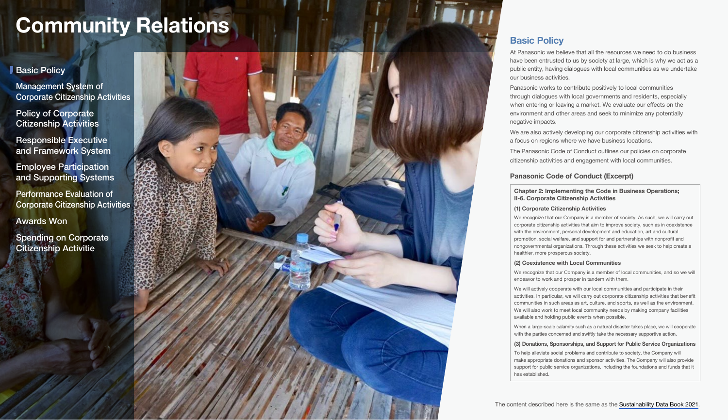# Community Relations

- Basic Policy
- Management System of Corporate Citizenship Activities
- Policy of Corporate Citizenship Activities
- Responsible Executive and Framework System
- Employee Participation and Supporting Systems
- Performance Evaluation of Corporate Citizenship Activities
- Awards Won
- Spending on Corporate Citizenship Activitie

## Basic Policy

At Panasonic we believe that all the resources we need to do business have been entrusted to us by society at large, which is why we act as a public entity, having dialogues with local communities as we undertake our business activities.

Panasonic works to contribute positively to local communities through dialogues with local governments and residents, especially when entering or leaving a market. We evaluate our effects on the environment and other areas and seek to minimize any potentially negative impacts.

We are also actively developing our corporate citizenship activities with a focus on regions where we have business locations.

The Panasonic Code of Conduct outlines our policies on corporate citizenship activities and engagement with local communities.

### Panasonic Code of Conduct (Excerpt)

**Chapter 2: Implementing the Code in Business Operations; II-6. Corporate Citizenship Activities**

**(1) Corporate Citizenship Activities**

We recognize that our Company is a member of society. As such, we will carry out corporate citizenship activities that aim to improve society, such as in coexistence with the environment, personal development and education, art and cultural promotion, social welfare, and support for and partnerships with nonprofit and nongovernmental organizations. Through these activities we seek to help create a healthier, more prosperous society.

**(2) Coexistence with Local Communities**

We recognize that our Company is a member of local communities, and so we will endeavor to work and prosper in tandem with them.

We will actively cooperate with our local communities and participate in their activities. In particular, we will carry out corporate citizenship activities that benefit communities in such areas as art, culture, and sports, as well as the environment. We will also work to meet local community needs by making company facilities available and holding public events when possible.

When a large-scale calamity such as a natural disaster takes place, we will cooperate with the parties concerned and swiftly take the necessary supportive action.

**(3) Donations, Sponsorships, and Support for Public Service Organizations**

To help alleviate social problems and contribute to society, the Company will make appropriate donations and sponsor activities. The Company will also provide support for public service organizations, including the foundations and funds that it has established.

The content described here is the same as the Sustainability Data Book 2021.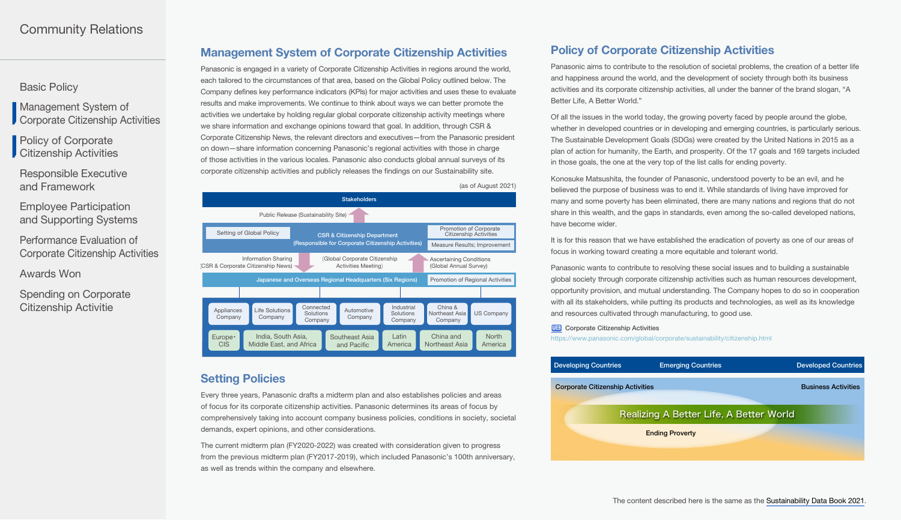# Community Relations

- Basic Policy
- Management System of Corporate Citizenship Activities
- Policy of Corporate Citizenship Activities
- Responsible Executive and Framework
- Employee Participation and Supporting Systems
- Performance Evaluation of Corporate Citizenship Activities
- Awards Won
- Spending on Corporate Citizenship Activitie

## Management System of Corporate Citizenship Activities

Panasonic is engaged in a variety of Corporate Citizenship Activities in regions around the world, each tailored to the circumstances of that area, based on the Global Policy outlined below. The Company defines key performance indicators (KPIs) for major activities and uses these to evaluate results and make improvements. We continue to think about ways we can better promote the activities we undertake by holding regular global corporate citizenship activity meetings where we share information and exchange opinions toward that goal. In addition, through CSR & Corporate Citizenship News, the relevant directors and executives—from the Panasonic president on down—share information concerning Panasonic's regional activities with those in charge of those activities in the various locales. Panasonic also conducts global annual surveys of its corporate citizenship activities and publicly releases the findings on our Sustainability site.

(as of August 2021)

Stakeholders

Public Release (Sustainability Site)

Setting of Global Policy | CSR & Citizenship Department (Responsible for Corporate Citizenship Activities) | Promotion of Corporate Citizenship Activities | Measure Results; Improvement

Information Sharing (CSR & Corporate Citizenship News) | (Global Corporate Citizenship Activities Meeting) | Ascertaining Conditions (Global Annual Survey)

Japanese and Overseas Regional Headquarters (Six Regions) | Promotion of Regional Activities

Appliances Company | Life Solutions Company | Connected Solutions Company | Automotive Company | Industrial Solutions Company | China & Northeast Asia Company | US Company

Europe・CIS | India, South Asia, Middle East, and Africa | Southeast Asia and Pacific | Latin America | China and Northeast Asia | North America

## Setting Policies

Every three years, Panasonic drafts a midterm plan and also establishes policies and areas of focus for its corporate citizenship activities. Panasonic determines its areas of focus by comprehensively taking into account company business policies, conditions in society, societal demands, expert opinions, and other considerations.

The current midterm plan (FY2020-2022) was created with consideration given to progress from the previous midterm plan (FY2017-2019), which included Panasonic's 100th anniversary, as well as trends within the company and elsewhere.

## Policy of Corporate Citizenship Activities

Panasonic aims to contribute to the resolution of societal problems, the creation of a better life and happiness around the world, and the development of society through both its business activities and its corporate citizenship activities, all under the banner of the brand slogan, "A Better Life, A Better World."

Of all the issues in the world today, the growing poverty faced by people around the globe, whether in developed countries or in developing and emerging countries, is particularly serious. The Sustainable Development Goals (SDGs) were created by the United Nations in 2015 as a plan of action for humanity, the Earth, and prosperity. Of the 17 goals and 169 targets included in those goals, the one at the very top of the list calls for ending poverty.

Konosuke Matsushita, the founder of Panasonic, understood poverty to be an evil, and he believed the purpose of business was to end it. While standards of living have improved for many and some poverty has been eliminated, there are many nations and regions that do not share in this wealth, and the gaps in standards, even among the so-called developed nations, have become wider.

It is for this reason that we have established the eradication of poverty as one of our areas of focus in working toward creating a more equitable and tolerant world.

Panasonic wants to contribute to resolving these social issues and to building a sustainable global society through corporate citizenship activities such as human resources development, opportunity provision, and mutual understanding. The Company hopes to do so in cooperation with all its stakeholders, while putting its products and technologies, as well as its knowledge and resources cultivated through manufacturing, to good use.

WEB Corporate Citizenship Activities
https://www.panasonic.com/global/corporate/sustainability/citizenship.html

Developing Countries | Emerging Countries | Developed Countries

Corporate Citizenship Activities | Business Activities

Realizing A Better Life, A Better World

Ending Proverty

The content described here is the same as the Sustainability Data Book 2021.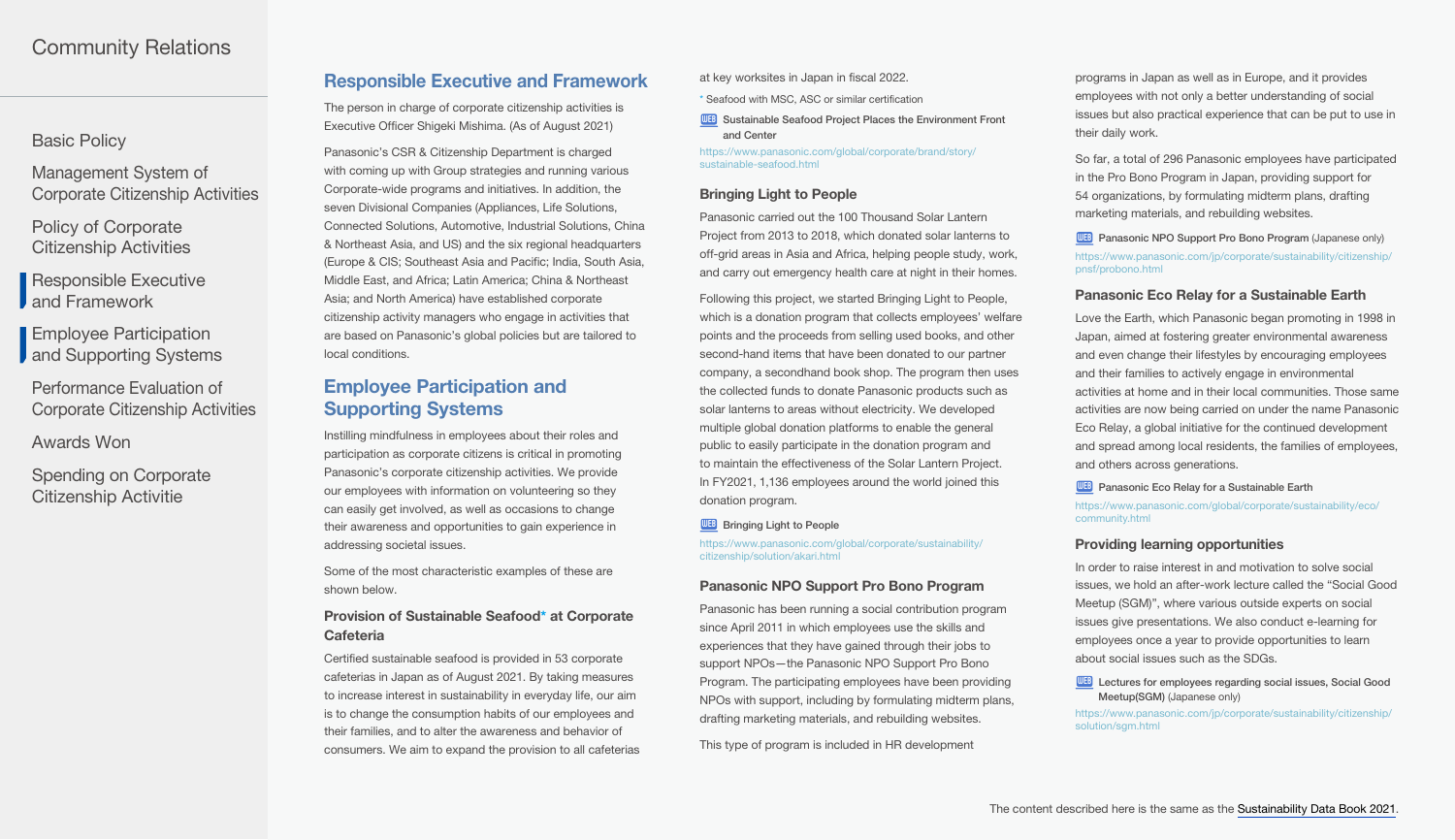## Responsible Executive and Framework

The person in charge of corporate citizenship activities is Executive Officer Shigeki Mishima. (As of August 2021)

Panasonic's CSR & Citizenship Department is charged with coming up with Group strategies and running various Corporate-wide programs and initiatives. In addition, the seven Divisional Companies (Appliances, Life Solutions, Connected Solutions, Automotive, Industrial Solutions, China & Northeast Asia, and US) and the six regional headquarters (Europe & CIS; Southeast Asia and Pacific; India, South Asia, Middle East, and Africa; Latin America; China & Northeast Asia; and North America) have established corporate citizenship activity managers who engage in activities that are based on Panasonic's global policies but are tailored to local conditions.

## Employee Participation and Supporting Systems

Instilling mindfulness in employees about their roles and participation as corporate citizens is critical in promoting Panasonic's corporate citizenship activities. We provide our employees with information on volunteering so they can easily get involved, as well as occasions to change their awareness and opportunities to gain experience in addressing societal issues.

Some of the most characteristic examples of these are shown below.

### Provision of Sustainable Seafood* at Corporate Cafeteria

Certified sustainable seafood is provided in 53 corporate cafeterias in Japan as of August 2021. By taking measures to increase interest in sustainability in everyday life, our aim is to change the consumption habits of our employees and their families, and to alter the awareness and behavior of consumers. We aim to expand the provision to all cafeterias at key worksites in Japan in fiscal 2022.

\* Seafood with MSC, ASC or similar certification

WEB **Sustainable Seafood Project Places the Environment Front and Center**

https://www.panasonic.com/global/corporate/brand/story/sustainable-seafood.html

### Bringing Light to People

Panasonic carried out the 100 Thousand Solar Lantern Project from 2013 to 2018, which donated solar lanterns to off-grid areas in Asia and Africa, helping people study, work, and carry out emergency health care at night in their homes.

Following this project, we started Bringing Light to People, which is a donation program that collects employees' welfare points and the proceeds from selling used books, and other second-hand items that have been donated to our partner company, a secondhand book shop. The program then uses the collected funds to donate Panasonic products such as solar lanterns to areas without electricity. We developed multiple global donation platforms to enable the general public to easily participate in the donation program and to maintain the effectiveness of the Solar Lantern Project. In FY2021, 1,136 employees around the world joined this donation program.

WEB **Bringing Light to People**

https://www.panasonic.com/global/corporate/sustainability/citizenship/solution/akari.html

### Panasonic NPO Support Pro Bono Program

Panasonic has been running a social contribution program since April 2011 in which employees use the skills and experiences that they have gained through their jobs to support NPOs—the Panasonic NPO Support Pro Bono Program. The participating employees have been providing NPOs with support, including by formulating midterm plans, drafting marketing materials, and rebuilding websites.

This type of program is included in HR development programs in Japan as well as in Europe, and it provides employees with not only a better understanding of social issues but also practical experience that can be put to use in their daily work.

So far, a total of 296 Panasonic employees have participated in the Pro Bono Program in Japan, providing support for 54 organizations, by formulating midterm plans, drafting marketing materials, and rebuilding websites.

WEB **Panasonic NPO Support Pro Bono Program** (Japanese only)

https://www.panasonic.com/jp/corporate/sustainability/citizenship/pnsf/probono.html

### Panasonic Eco Relay for a Sustainable Earth

Love the Earth, which Panasonic began promoting in 1998 in Japan, aimed at fostering greater environmental awareness and even change their lifestyles by encouraging employees and their families to actively engage in environmental activities at home and in their local communities. Those same activities are now being carried on under the name Panasonic Eco Relay, a global initiative for the continued development and spread among local residents, the families of employees, and others across generations.

WEB **Panasonic Eco Relay for a Sustainable Earth**

https://www.panasonic.com/global/corporate/sustainability/eco/community.html

### Providing learning opportunities

In order to raise interest in and motivation to solve social issues, we hold an after-work lecture called the "Social Good Meetup (SGM)", where various outside experts on social issues give presentations. We also conduct e-learning for employees once a year to provide opportunities to learn about social issues such as the SDGs.

WEB **Lectures for employees regarding social issues, Social Good Meetup(SGM)** (Japanese only)

https://www.panasonic.com/jp/corporate/sustainability/citizenship/solution/sgm.html

The content described here is the same as the Sustainability Data Book 2021.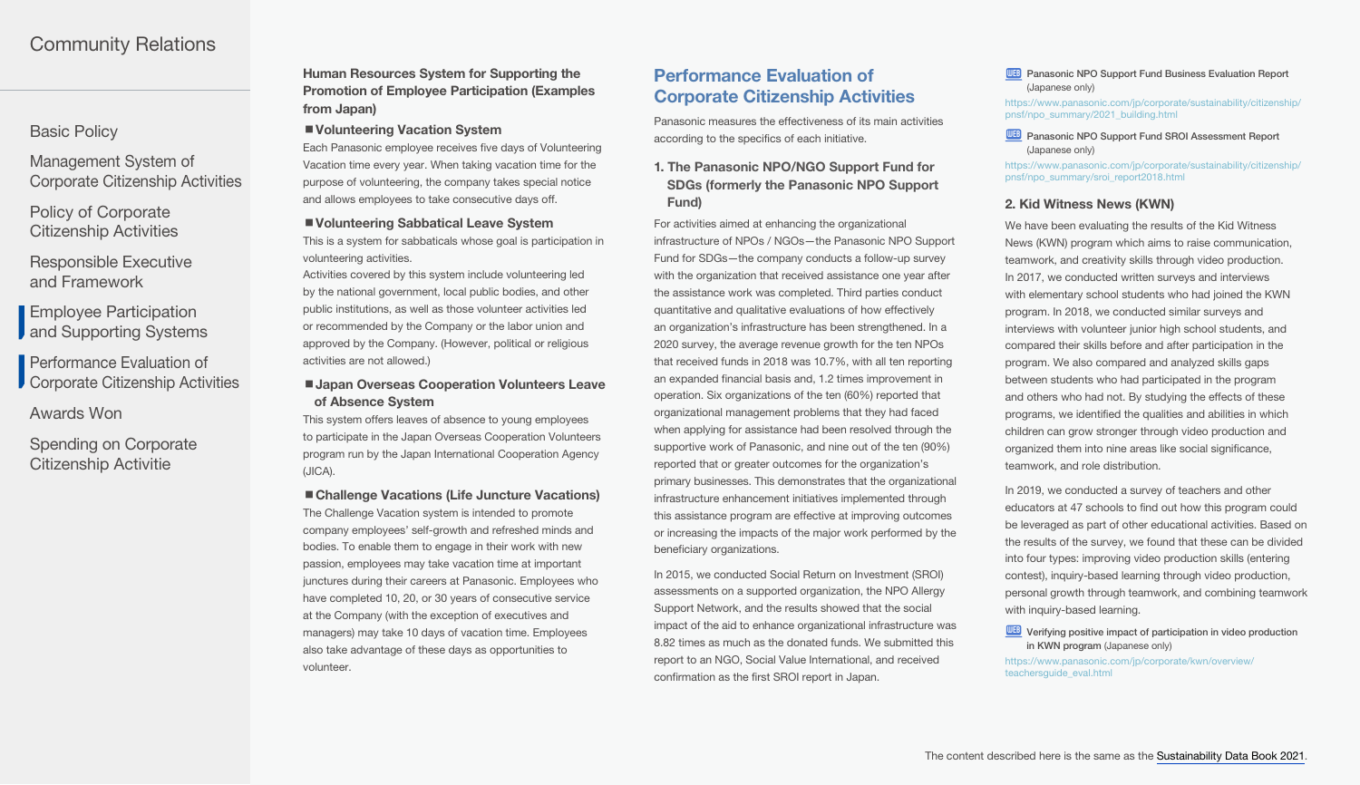Community Relations

- Basic Policy
- Management System of Corporate Citizenship Activities
- Policy of Corporate Citizenship Activities
- Responsible Executive and Framework
- Employee Participation and Supporting Systems
- Performance Evaluation of Corporate Citizenship Activities
- Awards Won
- Spending on Corporate Citizenship Activitie

### Human Resources System for Supporting the Promotion of Employee Participation (Examples from Japan)

**■Volunteering Vacation System**

Each Panasonic employee receives five days of Volunteering Vacation time every year. When taking vacation time for the purpose of volunteering, the company takes special notice and allows employees to take consecutive days off.

**■Volunteering Sabbatical Leave System**

This is a system for sabbaticals whose goal is participation in volunteering activities.

Activities covered by this system include volunteering led by the national government, local public bodies, and other public institutions, as well as those volunteer activities led or recommended by the Company or the labor union and approved by the Company. (However, political or religious activities are not allowed.)

**■Japan Overseas Cooperation Volunteers Leave of Absence System**

This system offers leaves of absence to young employees to participate in the Japan Overseas Cooperation Volunteers program run by the Japan International Cooperation Agency (JICA).

**■Challenge Vacations (Life Juncture Vacations)**

The Challenge Vacation system is intended to promote company employees' self-growth and refreshed minds and bodies. To enable them to engage in their work with new passion, employees may take vacation time at important junctures during their careers at Panasonic. Employees who have completed 10, 20, or 30 years of consecutive service at the Company (with the exception of executives and managers) may take 10 days of vacation time. Employees also take advantage of these days as opportunities to volunteer.

## Performance Evaluation of Corporate Citizenship Activities

Panasonic measures the effectiveness of its main activities according to the specifics of each initiative.

### 1. The Panasonic NPO/NGO Support Fund for SDGs (formerly the Panasonic NPO Support Fund)

For activities aimed at enhancing the organizational infrastructure of NPOs / NGOs—the Panasonic NPO Support Fund for SDGs—the company conducts a follow-up survey with the organization that received assistance one year after the assistance work was completed. Third parties conduct quantitative and qualitative evaluations of how effectively an organization's infrastructure has been strengthened. In a 2020 survey, the average revenue growth for the ten NPOs that received funds in 2018 was 10.7%, with all ten reporting an expanded financial basis and, 1.2 times improvement in operation. Six organizations of the ten (60%) reported that organizational management problems that they had faced when applying for assistance had been resolved through the supportive work of Panasonic, and nine out of the ten (90%) reported that or greater outcomes for the organization's primary businesses. This demonstrates that the organizational infrastructure enhancement initiatives implemented through this assistance program are effective at improving outcomes or increasing the impacts of the major work performed by the beneficiary organizations.

In 2015, we conducted Social Return on Investment (SROI) assessments on a supported organization, the NPO Allergy Support Network, and the results showed that the social impact of the aid to enhance organizational infrastructure was 8.82 times as much as the donated funds. We submitted this report to an NGO, Social Value International, and received confirmation as the first SROI report in Japan.

**Panasonic NPO Support Fund Business Evaluation Report** (Japanese only)
https://www.panasonic.com/jp/corporate/sustainability/citizenship/pnsf/npo_summary/2021_building.html

**Panasonic NPO Support Fund SROI Assessment Report** (Japanese only)
https://www.panasonic.com/jp/corporate/sustainability/citizenship/pnsf/npo_summary/sroi_report2018.html

### 2. Kid Witness News (KWN)

We have been evaluating the results of the Kid Witness News (KWN) program which aims to raise communication, teamwork, and creativity skills through video production. In 2017, we conducted written surveys and interviews with elementary school students who had joined the KWN program. In 2018, we conducted similar surveys and interviews with volunteer junior high school students, and compared their skills before and after participation in the program. We also compared and analyzed skills gaps between students who had participated in the program and others who had not. By studying the effects of these programs, we identified the qualities and abilities in which children can grow stronger through video production and organized them into nine areas like social significance, teamwork, and role distribution.

In 2019, we conducted a survey of teachers and other educators at 47 schools to find out how this program could be leveraged as part of other educational activities. Based on the results of the survey, we found that these can be divided into four types: improving video production skills (entering contest), inquiry-based learning through video production, personal growth through teamwork, and combining teamwork with inquiry-based learning.

**Verifying positive impact of participation in video production in KWN program** (Japanese only)
https://www.panasonic.com/jp/corporate/kwn/overview/teachersguide_eval.html

The content described here is the same as the Sustainability Data Book 2021.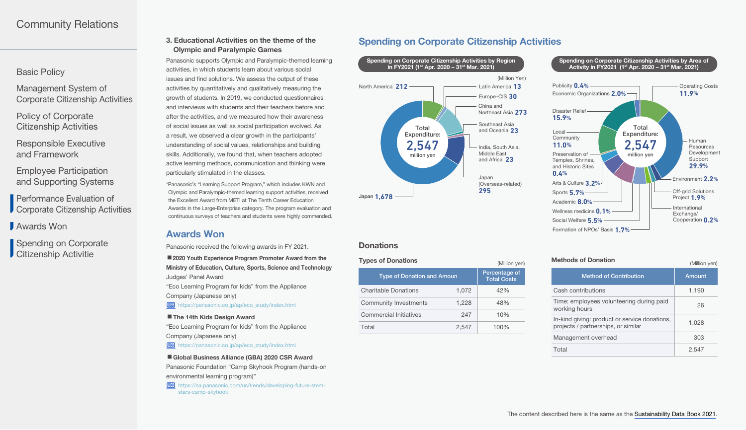# Community Relations

- Basic Policy
- Management System of Corporate Citizenship Activities
- Policy of Corporate Citizenship Activities
- Responsible Executive and Framework
- Employee Participation and Supporting Systems
- Performance Evaluation of Corporate Citizenship Activities
- Awards Won
- Spending on Corporate Citizenship Activitie

### 3. Educational Activities on the theme of the Olympic and Paralympic Games

Panasonic supports Olympic and Paralympic-themed learning activities, in which students learn about various social issues and find solutions. We assess the output of these activities by quantitatively and qualitatively measuring the growth of students. In 2019, we conducted questionnaires and interviews with students and their teachers before and after the activities, and we measured how their awareness of social issues as well as social participation evolved. As a result, we observed a clear growth in the participants' understanding of social values, relationships and building skills. Additionally, we found that, when teachers adopted active learning methods, communication and thinking were particularly stimulated in the classes.

*Panasonic's "Learning Support Program," which includes KWN and Olympic and Paralympic-themed learning support activities, received the Excellent Award from METI at The Tenth Career Education Awards in the Large-Enterprise category. The program evaluation and continuous surveys of teachers and students were highly commended.

## Awards Won

Panasonic received the following awards in FY 2021.

■ **2020 Youth Experience Program Promoter Award from the Ministry of Education, Culture, Sports, Science and Technology**

Judges' Panel Award

"Eco Learning Program for kids" from the Appliance Company (Japanese only)

WEB https://panasonic.co.jp/ap/eco_study/index.html

■ **The 14th Kids Design Award**

"Eco Learning Program for kids" from the Appliance Company (Japanese only)

WEB https://panasonic.co.jp/ap/eco_study/index.html

■ **Global Business Alliance (GBA) 2020 CSR Award**

Panasonic Foundation "Camp Skyhook Program (hands-on environmental learning program)"

WEB https://na.panasonic.com/us/trends/developing-future-stem-stars-camp-skyhook

## Spending on Corporate Citizenship Activities

**Spending on Corporate Citizenship Activities by Region in FY2021 (1st Apr. 2020 – 31st Mar. 2021)**

(Million Yen)

Total Expenditure: 2,547 million yen

North America 212
Latin America 13
Europe・CIS 30
China and Northeast Asia 273
Southeast Asia and Oceania 23
India, South Asia, Middle East and Africa 23
Japan (Overseas-related) 295
Japan 1,678

**Spending on Corporate Citizenship Activities by Area of Activity in FY2021 (1st Apr. 2020 – 31st Mar. 2021)**

Total Expenditure: 2,547 million yen

Publicity 0.4%
Economic Organizations 2.0%
Operating Costs 11.9%
Disaster Relief 15.9%
Local Community 11.0%
Human Resources Development Support 29.9%
Preservation of Temples, Shrines, and Historic Sites 0.4%
Arts & Culture 3.2%
Environment 2.2%
Sports 5.7%
Off-grid Solutions Project 1.9%
Academic 8.0%
Wellness medicine 0.1%
International Exchange/ Cooperation 0.2%
Social Welfare 5.5%
Formation of NPOs' Basis 1.7%

### Donations

**Types of Donations** (Million yen)

| Type of Donation and Amoun | | Percentage of Total Costs |
|---|---|---|
| Charitable Donations | 1,072 | 42% |
| Community Investments | 1,228 | 48% |
| Commercial Initiatives | 247 | 10% |
| Total | 2,547 | 100% |

**Methods of Donation** (Million yen)

| Method of Contribution | Amount |
|---|---|
| Cash contributions | 1,190 |
| Time: employees volunteering during paid working hours | 26 |
| In-kind giving: product or service donations, projects / partnerships, or similar | 1,028 |
| Management overhead | 303 |
| Total | 2,547 |

The content described here is the same as the Sustainability Data Book 2021.